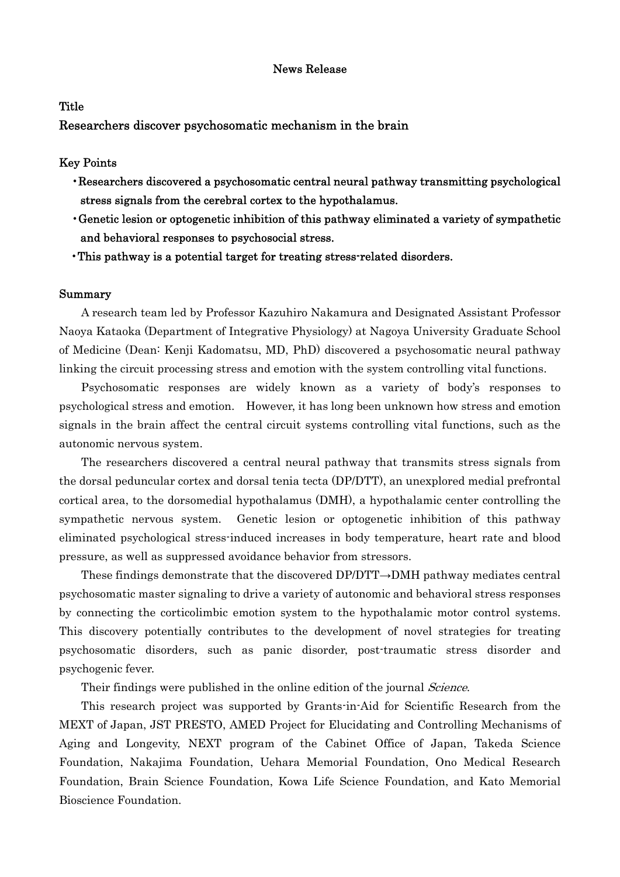News Release

## Title

## Researchers discover psychosomatic mechanism in the brain

### Key Points

- **Researchers discovered a psychosomatic central neural pathway transmitting psychological stress signals from the cerebral cortex to the hypothalamus.**
- **Genetic lesion or optogenetic inhibition of this pathway eliminated a variety of sympathetic and behavioral responses to psychosocial stress.**
- **This pathway is a potential target for treating stress-related disorders.**

### Summary

A research team led by Professor Kazuhiro Nakamura and Designated Assistant Professor Naoya Kataoka (Department of Integrative Physiology) at Nagoya University Graduate School of Medicine (Dean: Kenji Kadomatsu, MD, PhD) discovered a psychosomatic neural pathway linking the circuit processing stress and emotion with the system controlling vital functions.

Psychosomatic responses are widely known as a variety of body's responses to psychological stress and emotion. However, it has long been unknown how stress and emotion signals in the brain affect the central circuit systems controlling vital functions, such as the autonomic nervous system.

The researchers discovered a central neural pathway that transmits stress signals from the dorsal peduncular cortex and dorsal tenia tecta (DP/DTT), an unexplored medial prefrontal cortical area, to the dorsomedial hypothalamus (DMH), a hypothalamic center controlling the sympathetic nervous system. Genetic lesion or optogenetic inhibition of this pathway eliminated psychological stress-induced increases in body temperature, heart rate and blood pressure, as well as suppressed avoidance behavior from stressors.

These findings demonstrate that the discovered DP/DTT→DMH pathway mediates central psychosomatic master signaling to drive a variety of autonomic and behavioral stress responses by connecting the corticolimbic emotion system to the hypothalamic motor control systems. This discovery potentially contributes to the development of novel strategies for treating psychosomatic disorders, such as panic disorder, post-traumatic stress disorder and psychogenic fever.

Their findings were published in the online edition of the journal *Science*.

This research project was supported by Grants-in-Aid for Scientific Research from the MEXT of Japan, JST PRESTO, AMED Project for Elucidating and Controlling Mechanisms of Aging and Longevity, NEXT program of the Cabinet Office of Japan, Takeda Science Foundation, Nakajima Foundation, Uehara Memorial Foundation, Ono Medical Research Foundation, Brain Science Foundation, Kowa Life Science Foundation, and Kato Memorial Bioscience Foundation.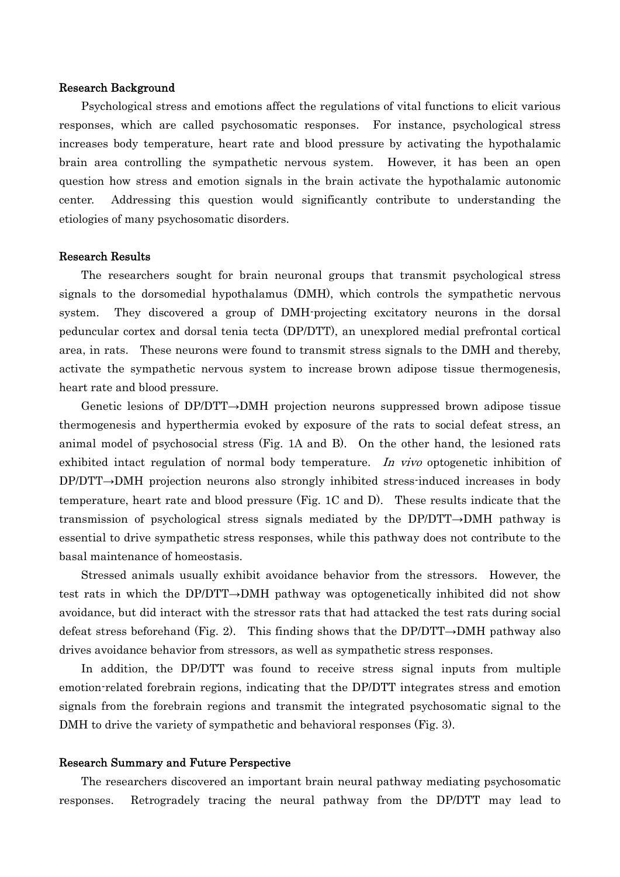### Research Background

Psychological stress and emotions affect the regulations of vital functions to elicit various responses, which are called psychosomatic responses. For instance, psychological stress increases body temperature, heart rate and blood pressure by activating the hypothalamic brain area controlling the sympathetic nervous system. However, it has been an open question how stress and emotion signals in the brain activate the hypothalamic autonomic center. Addressing this question would significantly contribute to understanding the etiologies of many psychosomatic disorders.

### Research Results

The researchers sought for brain neuronal groups that transmit psychological stress signals to the dorsomedial hypothalamus (DMH), which controls the sympathetic nervous system. They discovered a group of DMH-projecting excitatory neurons in the dorsal peduncular cortex and dorsal tenia tecta (DP/DTT), an unexplored medial prefrontal cortical area, in rats. These neurons were found to transmit stress signals to the DMH and thereby, activate the sympathetic nervous system to increase brown adipose tissue thermogenesis, heart rate and blood pressure.

Genetic lesions of DP/DTT→DMH projection neurons suppressed brown adipose tissue thermogenesis and hyperthermia evoked by exposure of the rats to social defeat stress, an animal model of psychosocial stress (Fig. 1A and B). On the other hand, the lesioned rats exhibited intact regulation of normal body temperature. *In vivo* optogenetic inhibition of DP/DTT→DMH projection neurons also strongly inhibited stress-induced increases in body temperature, heart rate and blood pressure (Fig. 1C and D). These results indicate that the transmission of psychological stress signals mediated by the DP/DTT→DMH pathway is essential to drive sympathetic stress responses, while this pathway does not contribute to the basal maintenance of homeostasis.

Stressed animals usually exhibit avoidance behavior from the stressors. However, the test rats in which the DP/DTT→DMH pathway was optogenetically inhibited did not show avoidance, but did interact with the stressor rats that had attacked the test rats during social defeat stress beforehand (Fig. 2). This finding shows that the DP/DTT→DMH pathway also drives avoidance behavior from stressors, as well as sympathetic stress responses.

In addition, the DP/DTT was found to receive stress signal inputs from multiple emotion-related forebrain regions, indicating that the DP/DTT integrates stress and emotion signals from the forebrain regions and transmit the integrated psychosomatic signal to the DMH to drive the variety of sympathetic and behavioral responses (Fig. 3).

### Research Summary and Future Perspective

The researchers discovered an important brain neural pathway mediating psychosomatic responses. Retrogradely tracing the neural pathway from the DP/DTT may lead to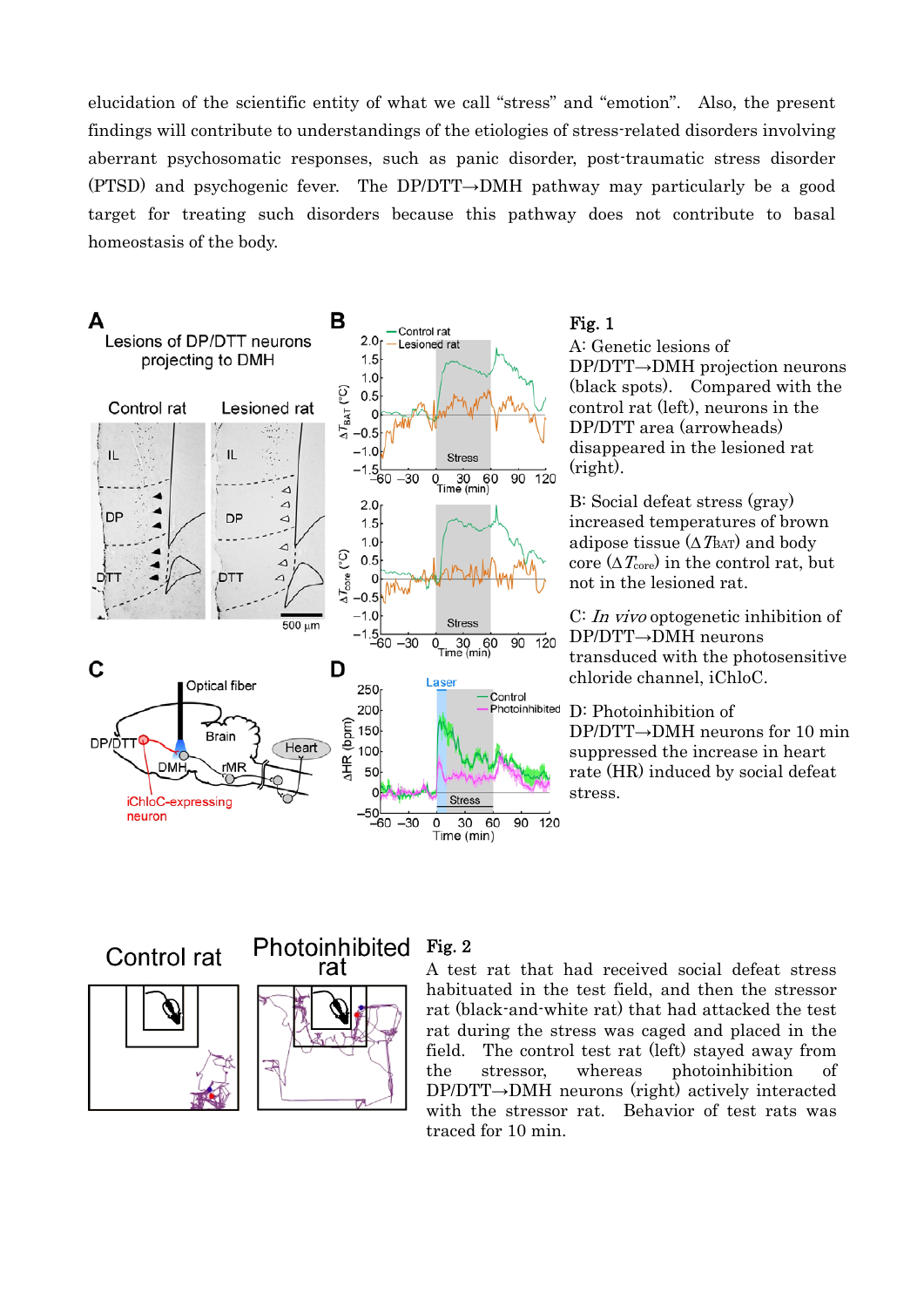elucidation of the scientific entity of what we call "stress" and "emotion". Also, the present findings will contribute to understandings of the etiologies of stress-related disorders involving aberrant psychosomatic responses, such as panic disorder, post-traumatic stress disorder (PTSD) and psychogenic fever. The DP/DTT→DMH pathway may particularly be a good target for treating such disorders because this pathway does not contribute to basal homeostasis of the body.

**Fig. 1**

A: Genetic lesions of DP/DTT→DMH projection neurons (black spots). Compared with the control rat (left), neurons in the DP/DTT area (arrowheads) disappeared in the lesioned rat (right).

B: Social defeat stress (gray) increased temperatures of brown adipose tissue ($\Delta T_{BAT}$) and body core ($\Delta T_{core}$) in the control rat, but not in the lesioned rat.

C: *In vivo* optogenetic inhibition of DP/DTT→DMH neurons transduced with the photosensitive chloride channel, iChloC.

D: Photoinhibition of DP/DTT→DMH neurons for 10 min suppressed the increase in heart rate (HR) induced by social defeat stress.

**Fig. 2**

A test rat that had received social defeat stress habituated in the test field, and then the stressor rat (black-and-white rat) that had attacked the test rat during the stress was caged and placed in the field. The control test rat (left) stayed away from the stressor, whereas photoinhibition of DP/DTT→DMH neurons (right) actively interacted with the stressor rat. Behavior of test rats was traced for 10 min.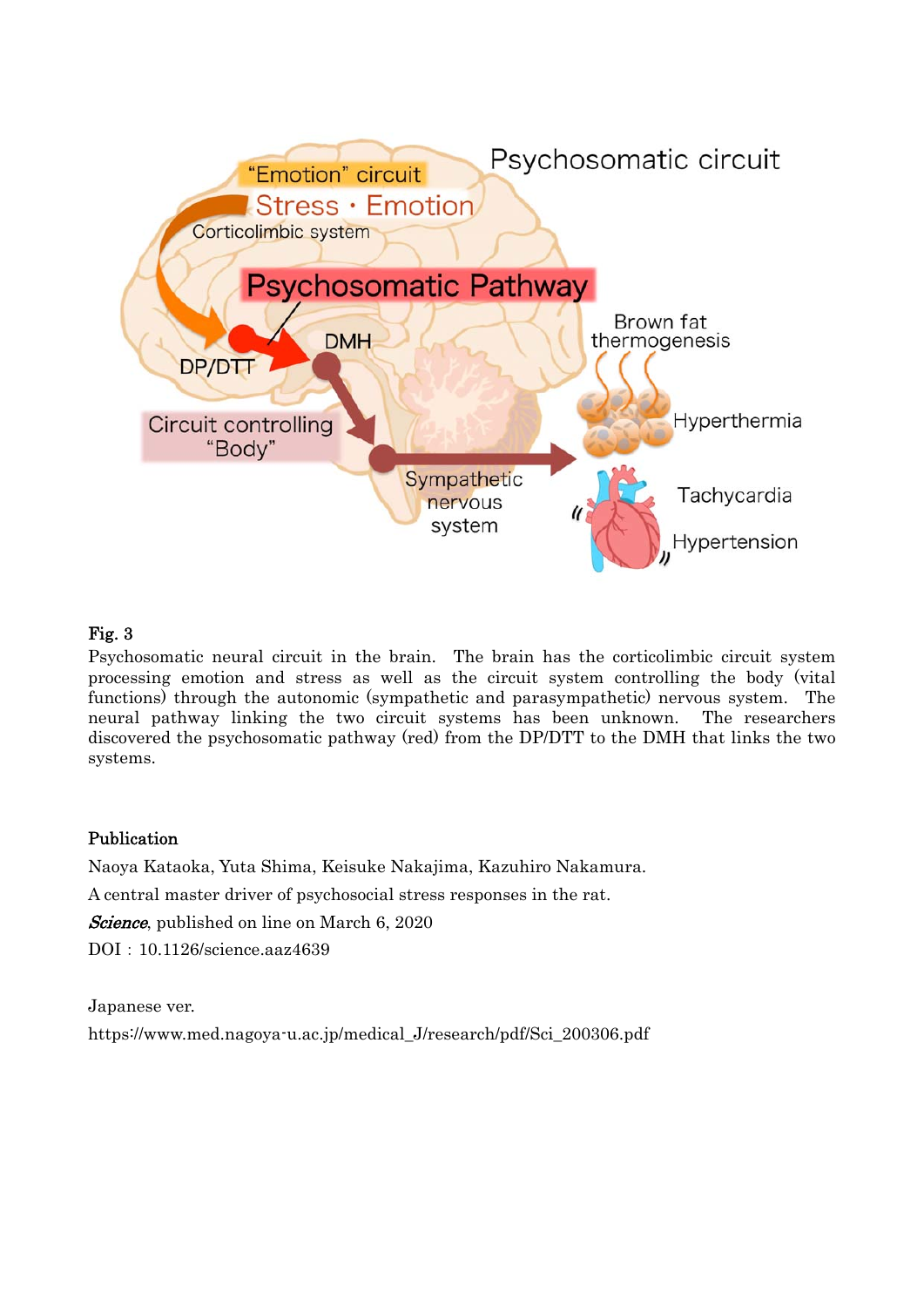Psychosomatic circuit

"Emotion" circuit

Stress・Emotion

Corticolimbic system

Psychosomatic Pathway

DP/DTT

DMH

Circuit controlling "Body"

Sympathetic nervous system

Brown fat thermogenesis

Hyperthermia

Tachycardia

Hypertension

**Fig. 3**

Psychosomatic neural circuit in the brain. The brain has the corticolimbic circuit system processing emotion and stress as well as the circuit system controlling the body (vital functions) through the autonomic (sympathetic and parasympathetic) nervous system. The neural pathway linking the two circuit systems has been unknown. The researchers discovered the psychosomatic pathway (red) from the DP/DTT to the DMH that links the two systems.

**Publication**

Naoya Kataoka, Yuta Shima, Keisuke Nakajima, Kazuhiro Nakamura.

A central master driver of psychosocial stress responses in the rat.

*Science*, published on line on March 6, 2020

DOI：10.1126/science.aaz4639

Japanese ver.

https://www.med.nagoya-u.ac.jp/medical_J/research/pdf/Sci_200306.pdf